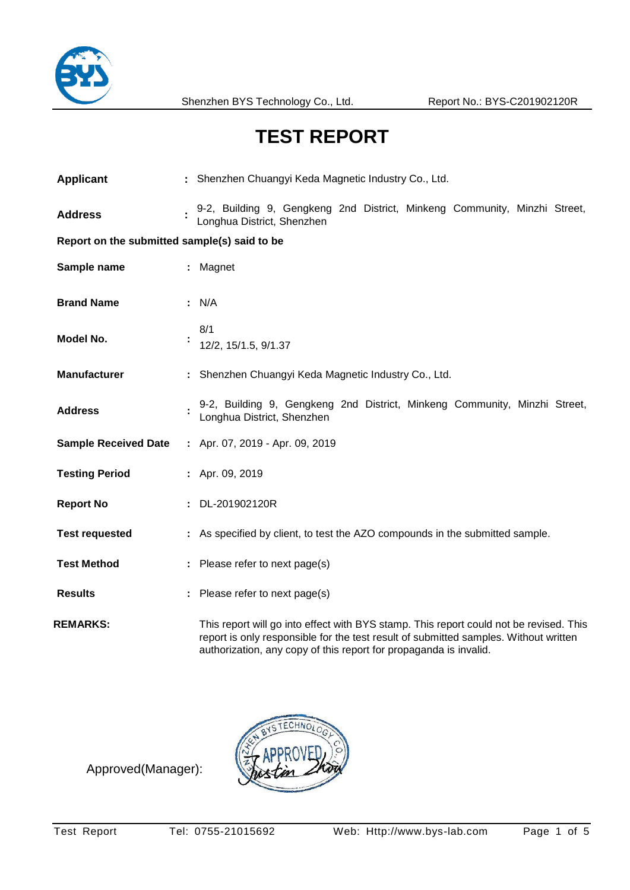Shenzhen BYS Technology Co., Ltd. Report No.: BYS-C201902120R

# TEST REPORT

| | | |
|---|---|---|
| **Applicant** | : | Shenzhen Chuangyi Keda Magnetic Industry Co., Ltd. |
| **Address** | : | 9-2, Building 9, Gengkeng 2nd District, Minkeng Community, Minzhi Street, Longhua District, Shenzhen |

**Report on the submitted sample(s) said to be**

| | | |
|---|---|---|
| **Sample name** | : | Magnet |
| **Brand Name** | : | N/A |
| **Model No.** | : | 8/1<br>12/2, 15/1.5, 9/1.37 |
| **Manufacturer** | : | Shenzhen Chuangyi Keda Magnetic Industry Co., Ltd. |
| **Address** | : | 9-2, Building 9, Gengkeng 2nd District, Minkeng Community, Minzhi Street, Longhua District, Shenzhen |
| **Sample Received Date** | : | Apr. 07, 2019 - Apr. 09, 2019 |
| **Testing Period** | : | Apr. 09, 2019 |
| **Report No** | : | DL-201902120R |
| **Test requested** | : | As specified by client, to test the AZO compounds in the submitted sample. |
| **Test Method** | : | Please refer to next page(s) |
| **Results** | : | Please refer to next page(s) |

**REMARKS:** This report will go into effect with BYS stamp. This report could not be revised. This report is only responsible for the test result of submitted samples. Without written authorization, any copy of this report for propaganda is invalid.

Approved(Manager): SHENZHEN BYS TECHNOLOGY CO. APPROVED Justin Zhou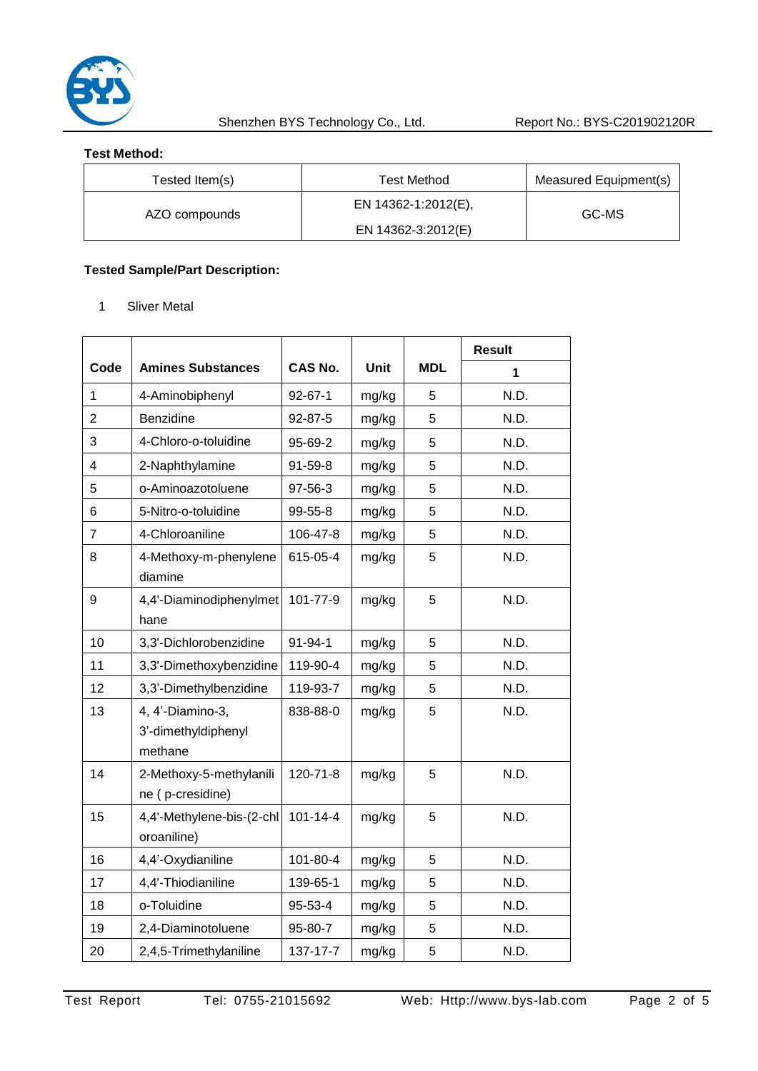**Test Method:**

| Tested Item(s) | Test Method | Measured Equipment(s) |
|---|---|---|
| AZO compounds | EN 14362-1:2012(E), EN 14362-3:2012(E) | GC-MS |

**Tested Sample/Part Description:**

1 Sliver Metal

| Code | Amines Substances | CAS No. | Unit | MDL | Result |
|---|---|---|---|---|---|
| | | | | | 1 |
| 1 | 4-Aminobiphenyl | 92-67-1 | mg/kg | 5 | N.D. |
| 2 | Benzidine | 92-87-5 | mg/kg | 5 | N.D. |
| 3 | 4-Chloro-o-toluidine | 95-69-2 | mg/kg | 5 | N.D. |
| 4 | 2-Naphthylamine | 91-59-8 | mg/kg | 5 | N.D. |
| 5 | o-Aminoazotoluene | 97-56-3 | mg/kg | 5 | N.D. |
| 6 | 5-Nitro-o-toluidine | 99-55-8 | mg/kg | 5 | N.D. |
| 7 | 4-Chloroaniline | 106-47-8 | mg/kg | 5 | N.D. |
| 8 | 4-Methoxy-m-phenylene diamine | 615-05-4 | mg/kg | 5 | N.D. |
| 9 | 4,4'-Diaminodiphenylmethane | 101-77-9 | mg/kg | 5 | N.D. |
| 10 | 3,3'-Dichlorobenzidine | 91-94-1 | mg/kg | 5 | N.D. |
| 11 | 3,3'-Dimethoxybenzidine | 119-90-4 | mg/kg | 5 | N.D. |
| 12 | 3,3'-Dimethylbenzidine | 119-93-7 | mg/kg | 5 | N.D. |
| 13 | 4, 4'-Diamino-3, 3'-dimethyldiphenyl methane | 838-88-0 | mg/kg | 5 | N.D. |
| 14 | 2-Methoxy-5-methylaniline ( p-cresidine) | 120-71-8 | mg/kg | 5 | N.D. |
| 15 | 4,4'-Methylene-bis-(2-chloroaniline) | 101-14-4 | mg/kg | 5 | N.D. |
| 16 | 4,4'-Oxydianiline | 101-80-4 | mg/kg | 5 | N.D. |
| 17 | 4,4'-Thiodianiline | 139-65-1 | mg/kg | 5 | N.D. |
| 18 | o-Toluidine | 95-53-4 | mg/kg | 5 | N.D. |
| 19 | 2,4-Diaminotoluene | 95-80-7 | mg/kg | 5 | N.D. |
| 20 | 2,4,5-Trimethylaniline | 137-17-7 | mg/kg | 5 | N.D. |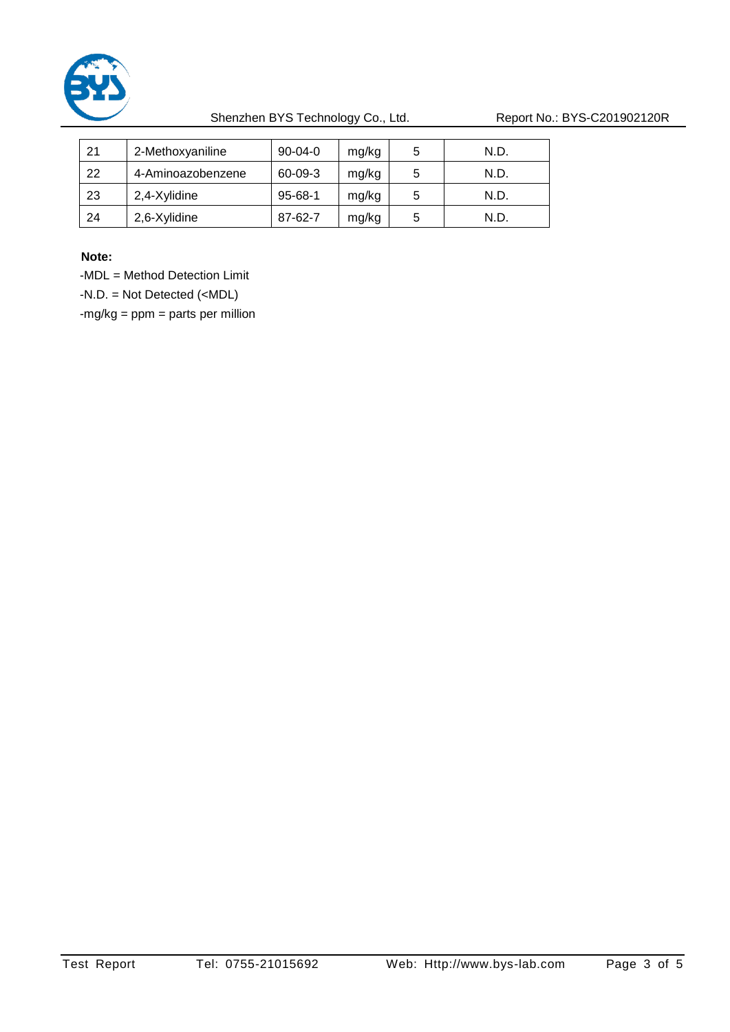| 21 | 2-Methoxyaniline | 90-04-0 | mg/kg | 5 | N.D. |
|---|---|---|---|---|---|
| 22 | 4-Aminoazobenzene | 60-09-3 | mg/kg | 5 | N.D. |
| 23 | 2,4-Xylidine | 95-68-1 | mg/kg | 5 | N.D. |
| 24 | 2,6-Xylidine | 87-62-7 | mg/kg | 5 | N.D. |

**Note:**

-MDL = Method Detection Limit

-N.D. = Not Detected (<MDL)

-mg/kg = ppm = parts per million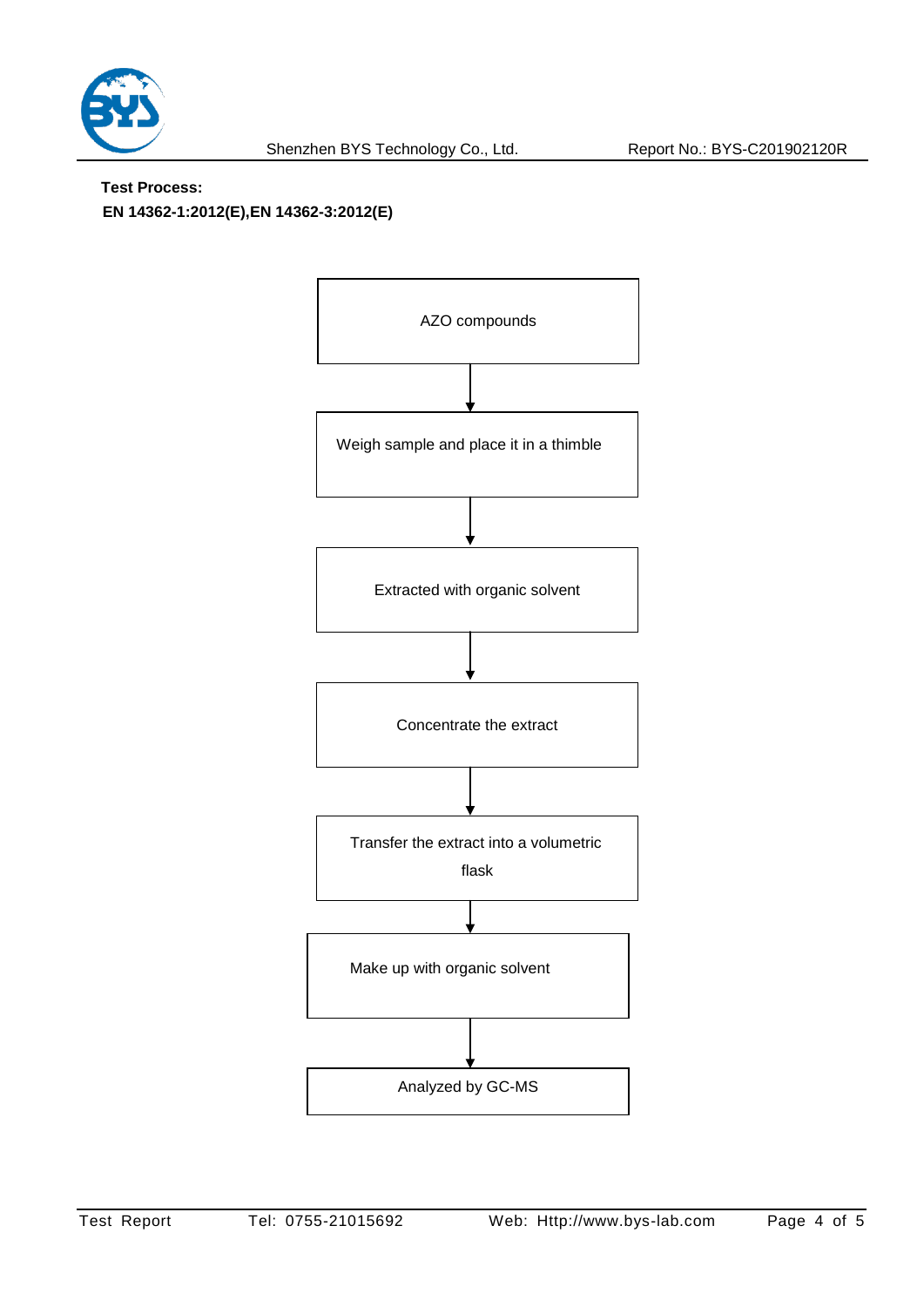**Test Process:**

**EN 14362-1:2012(E),EN 14362-3:2012(E)**

AZO compounds

↓

Weigh sample and place it in a thimble

↓

Extracted with organic solvent

↓

Concentrate the extract

↓

Transfer the extract into a volumetric flask

↓

Make up with organic solvent

↓

Analyzed by GC-MS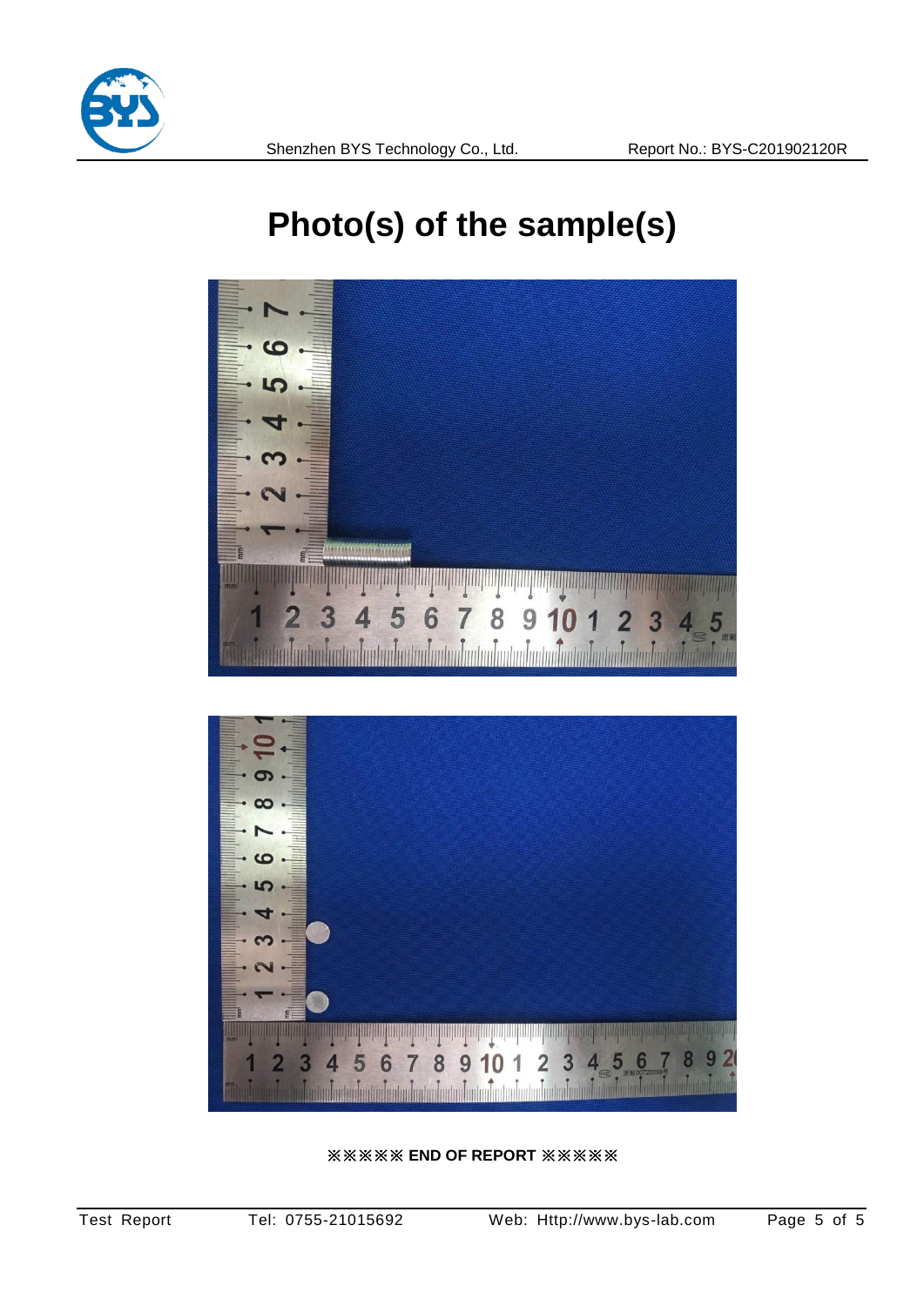# Photo(s) of the sample(s)

※※※※※ END OF REPORT ※※※※※